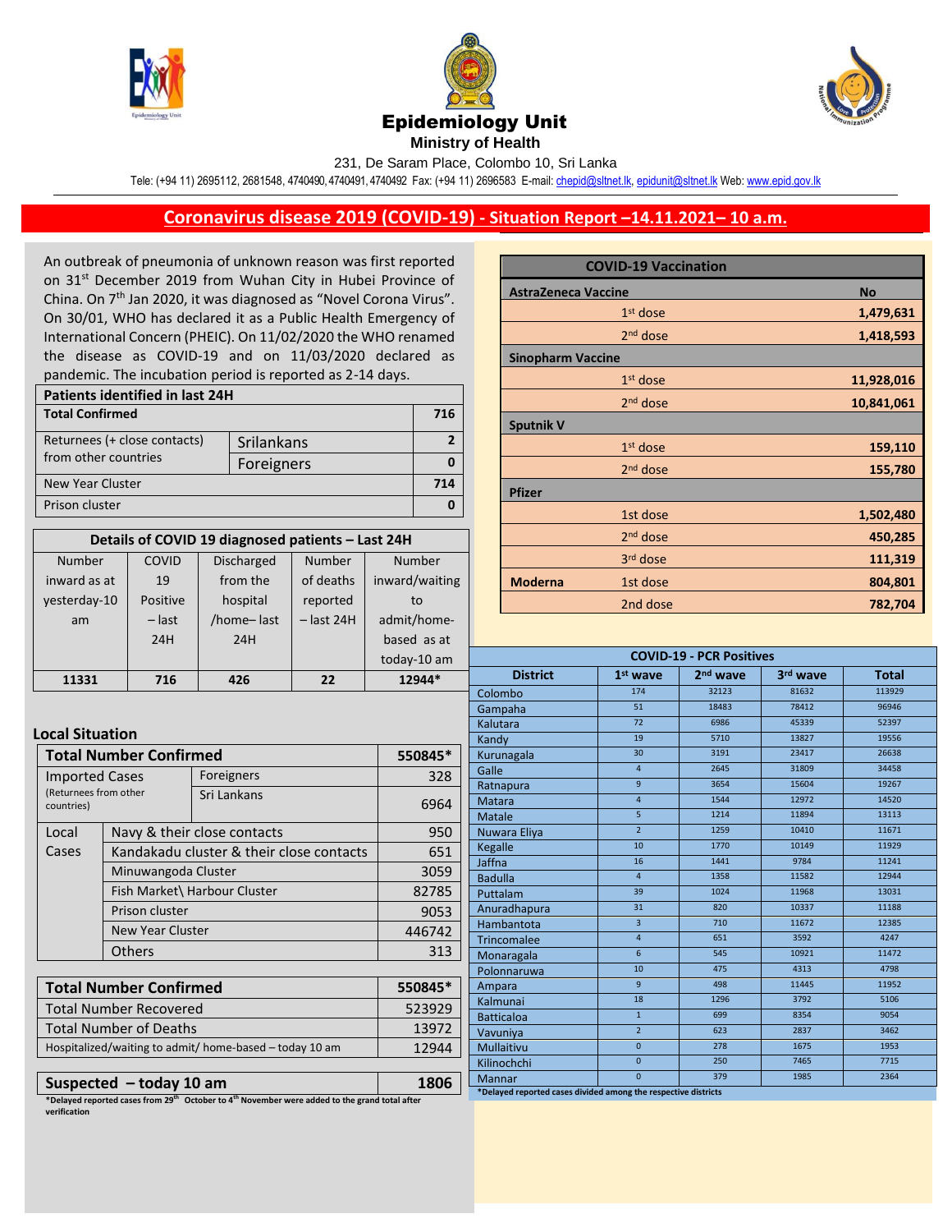# Epidemiology Unit

**Ministry of Health**

231, De Saram Place, Colombo 10, Sri Lanka

Tele: (+94 11) 2695112, 2681548, 4740490, 4740491, 4740492 Fax: (+94 11) 2696583 E-mail: chepid@sltnet.lk, epidunit@sltnet.lk Web: www.epid.gov.lk

## Coronavirus disease 2019 (COVID-19) - Situation Report –14.11.2021– 10 a.m.

An outbreak of pneumonia of unknown reason was first reported on 31st December 2019 from Wuhan City in Hubei Province of China. On 7th Jan 2020, it was diagnosed as "Novel Corona Virus". On 30/01, WHO has declared it as a Public Health Emergency of International Concern (PHEIC). On 11/02/2020 the WHO renamed the disease as COVID-19 and on 11/03/2020 declared as pandemic. The incubation period is reported as 2-14 days.

| Patients identified in last 24H | | |
|---|---|---|
| **Total Confirmed** | | **716** |
| Returnees (+ close contacts) from other countries | Srilankans | 2 |
| | Foreigners | 0 |
| New Year Cluster | | 714 |
| Prison cluster | | 0 |

| Details of COVID 19 diagnosed patients – Last 24H | | | | |
|---|---|---|---|---|
| Number inward as at yesterday-10 am | COVID 19 Positive – last 24H | Discharged from the hospital /home– last 24H | Number of deaths reported – last 24H | Number inward/waiting to admit/home-based as at today-10 am |
| **11331** | **716** | **426** | **22** | **12944*** |

### Local Situation

| Total Number Confirmed | | | 550845* |
|---|---|---|---|
| Imported Cases (Returnees from other countries) | Foreigners | | 328 |
| | Sri Lankans | | 6964 |
| Local Cases | Navy & their close contacts | | 950 |
| | Kandakadu cluster & their close contacts | | 651 |
| | Minuwangoda Cluster | | 3059 |
| | Fish Market\ Harbour Cluster | | 82785 |
| | Prison cluster | | 9053 |
| | New Year Cluster | | 446742 |
| | Others | | 313 |

| Total Number Confirmed | 550845* |
|---|---|
| Total Number Recovered | 523929 |
| Total Number of Deaths | 13972 |
| Hospitalized/waiting to admit/ home-based – today 10 am | 12944 |

| Suspected – today 10 am | 1806 |
|---|---|

*Delayed reported cases from 29th October to 4th November were added to the grand total after verification

| COVID-19 Vaccination | | |
|---|---|---|
| **AstraZeneca Vaccine** | | **No** |
| | 1st dose | **1,479,631** |
| | 2nd dose | **1,418,593** |
| **Sinopharm Vaccine** | | |
| | 1st dose | **11,928,016** |
| | 2nd dose | **10,841,061** |
| **Sputnik V** | | |
| | 1st dose | **159,110** |
| | 2nd dose | **155,780** |
| **Pfizer** | | |
| | 1st dose | **1,502,480** |
| | 2nd dose | **450,285** |
| | 3rd dose | **111,319** |
| **Moderna** | 1st dose | **804,801** |
| | 2nd dose | **782,704** |

| District | 1st wave | 2nd wave | 3rd wave | Total |
|---|---|---|---|---|
| **COVID-19 - PCR Positives** | | | | |
| Colombo | 174 | 32123 | 81632 | 113929 |
| Gampaha | 51 | 18483 | 78412 | 96946 |
| Kalutara | 72 | 6986 | 45339 | 52397 |
| Kandy | 19 | 5710 | 13827 | 19556 |
| Kurunagala | 30 | 3191 | 23417 | 26638 |
| Galle | 4 | 2645 | 31809 | 34458 |
| Ratnapura | 9 | 3654 | 15604 | 19267 |
| Matara | 4 | 1544 | 12972 | 14520 |
| Matale | 5 | 1214 | 11894 | 13113 |
| Nuwara Eliya | 2 | 1259 | 10410 | 11671 |
| Kegalle | 10 | 1770 | 10149 | 11929 |
| Jaffna | 16 | 1441 | 9784 | 11241 |
| Badulla | 4 | 1358 | 11582 | 12944 |
| Puttalam | 39 | 1024 | 11968 | 13031 |
| Anuradhapura | 31 | 820 | 10337 | 11188 |
| Hambantota | 3 | 710 | 11672 | 12385 |
| Trincomalee | 4 | 651 | 3592 | 4247 |
| Monaragala | 6 | 545 | 10921 | 11472 |
| Polonnaruwa | 10 | 475 | 4313 | 4798 |
| Ampara | 9 | 498 | 11445 | 11952 |
| Kalmunai | 18 | 1296 | 3792 | 5106 |
| Batticaloa | 1 | 699 | 8354 | 9054 |
| Vavuniya | 2 | 623 | 2837 | 3462 |
| Mullaitivu | 0 | 278 | 1675 | 1953 |
| Kilinochchi | 0 | 250 | 7465 | 7715 |
| Mannar | 0 | 379 | 1985 | 2364 |

*Delayed reported cases divided among the respective districts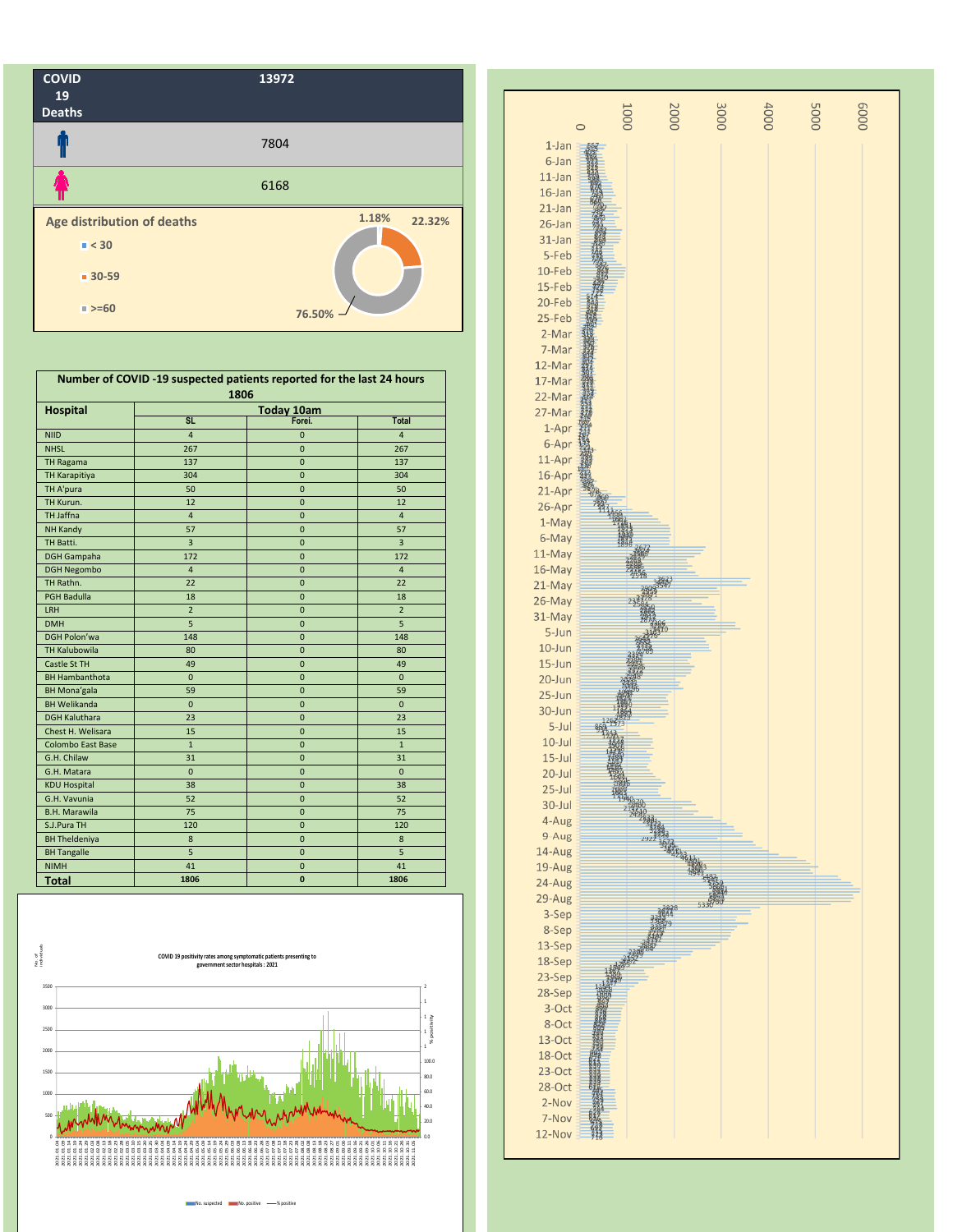| COVID 19 Deaths | 13972 |
|---|---|
| Male | 7804 |
| Female | 6168 |

**Age distribution of deaths**

- < 30
- 30-59
- >=60

1.18%
22.32%
76.50%

| Number of COVID -19 suspected patients reported for the last 24 hours 1806 | | | |
|---|---|---|---|
| Hospital | Today 10am | | |
| | SL | Forei. | Total |
| NIID | 4 | 0 | 4 |
| NHSL | 267 | 0 | 267 |
| TH Ragama | 137 | 0 | 137 |
| TH Karapitiya | 304 | 0 | 304 |
| TH A'pura | 50 | 0 | 50 |
| TH Kurun. | 12 | 0 | 12 |
| TH Jaffna | 4 | 0 | 4 |
| NH Kandy | 57 | 0 | 57 |
| TH Batti. | 3 | 0 | 3 |
| DGH Gampaha | 172 | 0 | 172 |
| DGH Negombo | 4 | 0 | 4 |
| TH Rathn. | 22 | 0 | 22 |
| PGH Badulla | 18 | 0 | 18 |
| LRH | 2 | 0 | 2 |
| DMH | 5 | 0 | 5 |
| DGH Polon'wa | 148 | 0 | 148 |
| TH Kalubowila | 80 | 0 | 80 |
| Castle St TH | 49 | 0 | 49 |
| BH Hambanthota | 0 | 0 | 0 |
| BH Mona'gala | 59 | 0 | 59 |
| BH Welikanda | 0 | 0 | 0 |
| DGH Kaluthara | 23 | 0 | 23 |
| Chest H. Welisara | 15 | 0 | 15 |
| Colombo East Base | 1 | 0 | 1 |
| G.H. Chilaw | 31 | 0 | 31 |
| G.H. Matara | 0 | 0 | 0 |
| KDU Hospital | 38 | 0 | 38 |
| G.H. Vavunia | 52 | 0 | 52 |
| B.H. Marawila | 75 | 0 | 75 |
| S.J.Pura TH | 120 | 0 | 120 |
| BH Theldeniya | 8 | 0 | 8 |
| BH Tangalle | 5 | 0 | 5 |
| NIMH | 41 | 0 | 41 |
| **Total** | **1806** | **0** | **1806** |

COVID 19 positivity rates among symptomatic patients presenting to government sector hospitals : 2021

No. of individuals
% positivity

No. suspected
No. positive
% positive

0
1000
2000
3000
4000
5000
6000

1-Jan
6-Jan
11-Jan
16-Jan
21-Jan
26-Jan
31-Jan
5-Feb
10-Feb
15-Feb
20-Feb
25-Feb
2-Mar
7-Mar
12-Mar
17-Mar
22-Mar
27-Mar
1-Apr
6-Apr
11-Apr
16-Apr
21-Apr
26-Apr
1-May
6-May
11-May
16-May
21-May
26-May
31-May
5-Jun
10-Jun
15-Jun
20-Jun
25-Jun
30-Jun
5-Jul
10-Jul
15-Jul
20-Jul
25-Jul
30-Jul
4-Aug
9 Aug
14-Aug
19-Aug
24-Aug
29-Aug
3-Sep
8-Sep
13-Sep
18-Sep
23-Sep
28-Sep
3-Oct
8-Oct
13-Oct
18-Oct
23-Oct
28-Oct
2-Nov
7-Nov
12-Nov